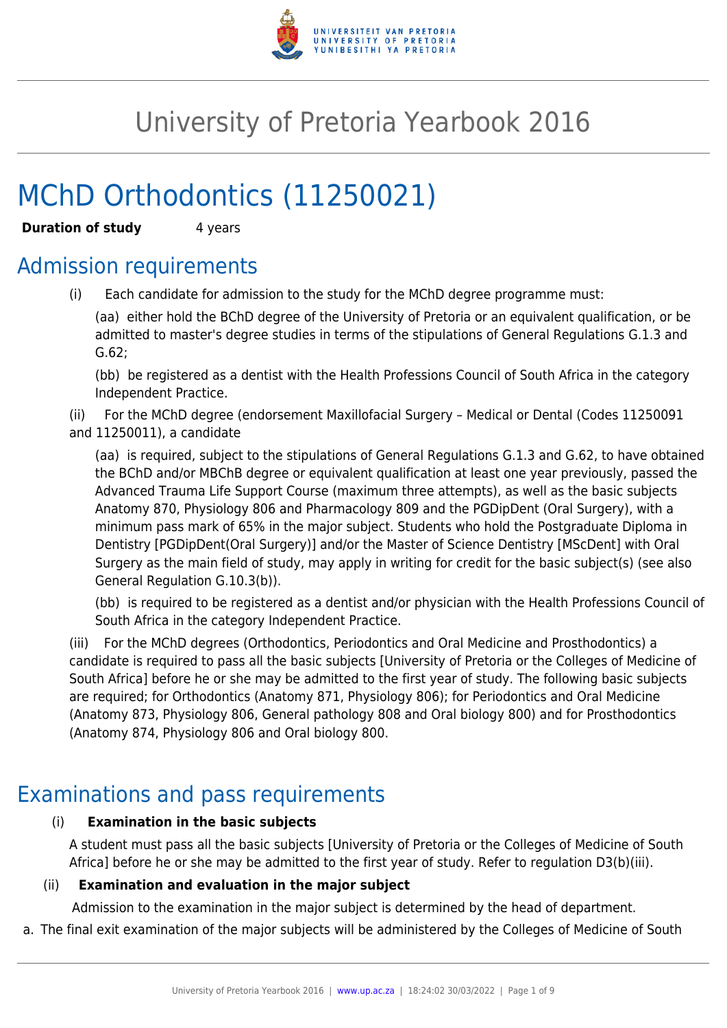# University of Pretoria Yearbook 2016

# MChD Orthodontics (11250021)

**Duration of study** 4 years

## Admission requirements

(i) Each candidate for admission to the study for the MChD degree programme must:

(aa) either hold the BChD degree of the University of Pretoria or an equivalent qualification, or be admitted to master's degree studies in terms of the stipulations of General Regulations G.1.3 and G.62;

(bb) be registered as a dentist with the Health Professions Council of South Africa in the category Independent Practice.

(ii) For the MChD degree (endorsement Maxillofacial Surgery – Medical or Dental (Codes 11250091 and 11250011), a candidate

(aa) is required, subject to the stipulations of General Regulations G.1.3 and G.62, to have obtained the BChD and/or MBChB degree or equivalent qualification at least one year previously, passed the Advanced Trauma Life Support Course (maximum three attempts), as well as the basic subjects Anatomy 870, Physiology 806 and Pharmacology 809 and the PGDipDent (Oral Surgery), with a minimum pass mark of 65% in the major subject. Students who hold the Postgraduate Diploma in Dentistry [PGDipDent(Oral Surgery)] and/or the Master of Science Dentistry [MScDent] with Oral Surgery as the main field of study, may apply in writing for credit for the basic subject(s) (see also General Regulation G.10.3(b)).

(bb) is required to be registered as a dentist and/or physician with the Health Professions Council of South Africa in the category Independent Practice.

(iii) For the MChD degrees (Orthodontics, Periodontics and Oral Medicine and Prosthodontics) a candidate is required to pass all the basic subjects [University of Pretoria or the Colleges of Medicine of South Africa] before he or she may be admitted to the first year of study. The following basic subjects are required; for Orthodontics (Anatomy 871, Physiology 806); for Periodontics and Oral Medicine (Anatomy 873, Physiology 806, General pathology 808 and Oral biology 800) and for Prosthodontics (Anatomy 874, Physiology 806 and Oral biology 800.

## Examinations and pass requirements

(i) **Examination in the basic subjects**

A student must pass all the basic subjects [University of Pretoria or the Colleges of Medicine of South Africa] before he or she may be admitted to the first year of study. Refer to regulation D3(b)(iii).

(ii) **Examination and evaluation in the major subject**

Admission to the examination in the major subject is determined by the head of department.

a. The final exit examination of the major subjects will be administered by the Colleges of Medicine of South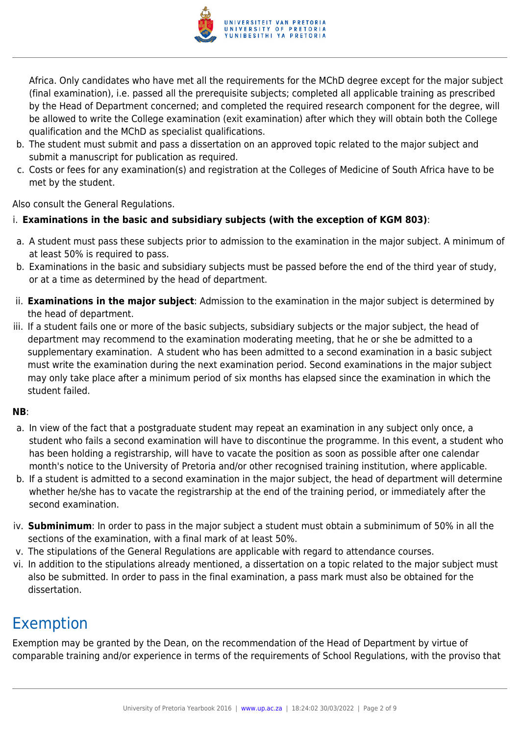Africa. Only candidates who have met all the requirements for the MChD degree except for the major subject (final examination), i.e. passed all the prerequisite subjects; completed all applicable training as prescribed by the Head of Department concerned; and completed the required research component for the degree, will be allowed to write the College examination (exit examination) after which they will obtain both the College qualification and the MChD as specialist qualifications.

b. The student must submit and pass a dissertation on an approved topic related to the major subject and submit a manuscript for publication as required.
c. Costs or fees for any examination(s) and registration at the Colleges of Medicine of South Africa have to be met by the student.

Also consult the General Regulations.

i. **Examinations in the basic and subsidiary subjects (with the exception of KGM 803)**:

a. A student must pass these subjects prior to admission to the examination in the major subject. A minimum of at least 50% is required to pass.
b. Examinations in the basic and subsidiary subjects must be passed before the end of the third year of study, or at a time as determined by the head of department.

ii. **Examinations in the major subject**: Admission to the examination in the major subject is determined by the head of department.

iii. If a student fails one or more of the basic subjects, subsidiary subjects or the major subject, the head of department may recommend to the examination moderating meeting, that he or she be admitted to a supplementary examination. A student who has been admitted to a second examination in a basic subject must write the examination during the next examination period. Second examinations in the major subject may only take place after a minimum period of six months has elapsed since the examination in which the student failed.

**NB**:

a. In view of the fact that a postgraduate student may repeat an examination in any subject only once, a student who fails a second examination will have to discontinue the programme. In this event, a student who has been holding a registrarship, will have to vacate the position as soon as possible after one calendar month's notice to the University of Pretoria and/or other recognised training institution, where applicable.
b. If a student is admitted to a second examination in the major subject, the head of department will determine whether he/she has to vacate the registrarship at the end of the training period, or immediately after the second examination.

iv. **Subminimum**: In order to pass in the major subject a student must obtain a subminimum of 50% in all the sections of the examination, with a final mark of at least 50%.

v. The stipulations of the General Regulations are applicable with regard to attendance courses.

vi. In addition to the stipulations already mentioned, a dissertation on a topic related to the major subject must also be submitted. In order to pass in the final examination, a pass mark must also be obtained for the dissertation.

## Exemption

Exemption may be granted by the Dean, on the recommendation of the Head of Department by virtue of comparable training and/or experience in terms of the requirements of School Regulations, with the proviso that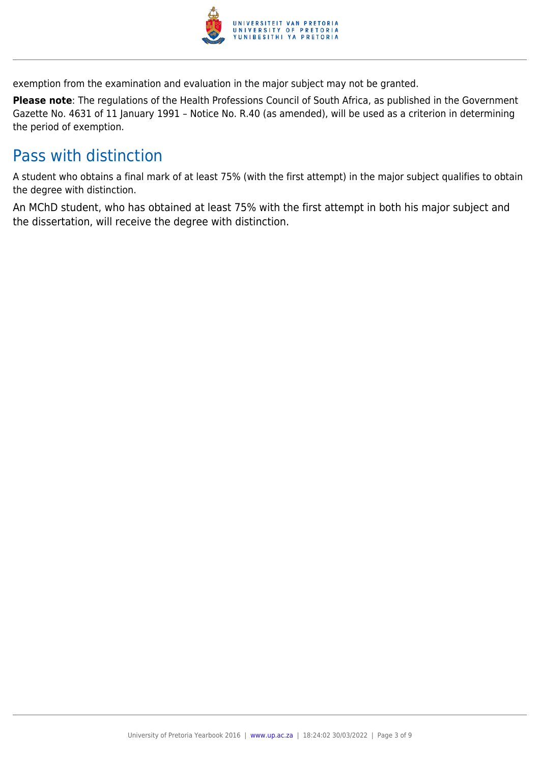exemption from the examination and evaluation in the major subject may not be granted.

**Please note**: The regulations of the Health Professions Council of South Africa, as published in the Government Gazette No. 4631 of 11 January 1991 – Notice No. R.40 (as amended), will be used as a criterion in determining the period of exemption.

## Pass with distinction

A student who obtains a final mark of at least 75% (with the first attempt) in the major subject qualifies to obtain the degree with distinction.

An MChD student, who has obtained at least 75% with the first attempt in both his major subject and the dissertation, will receive the degree with distinction.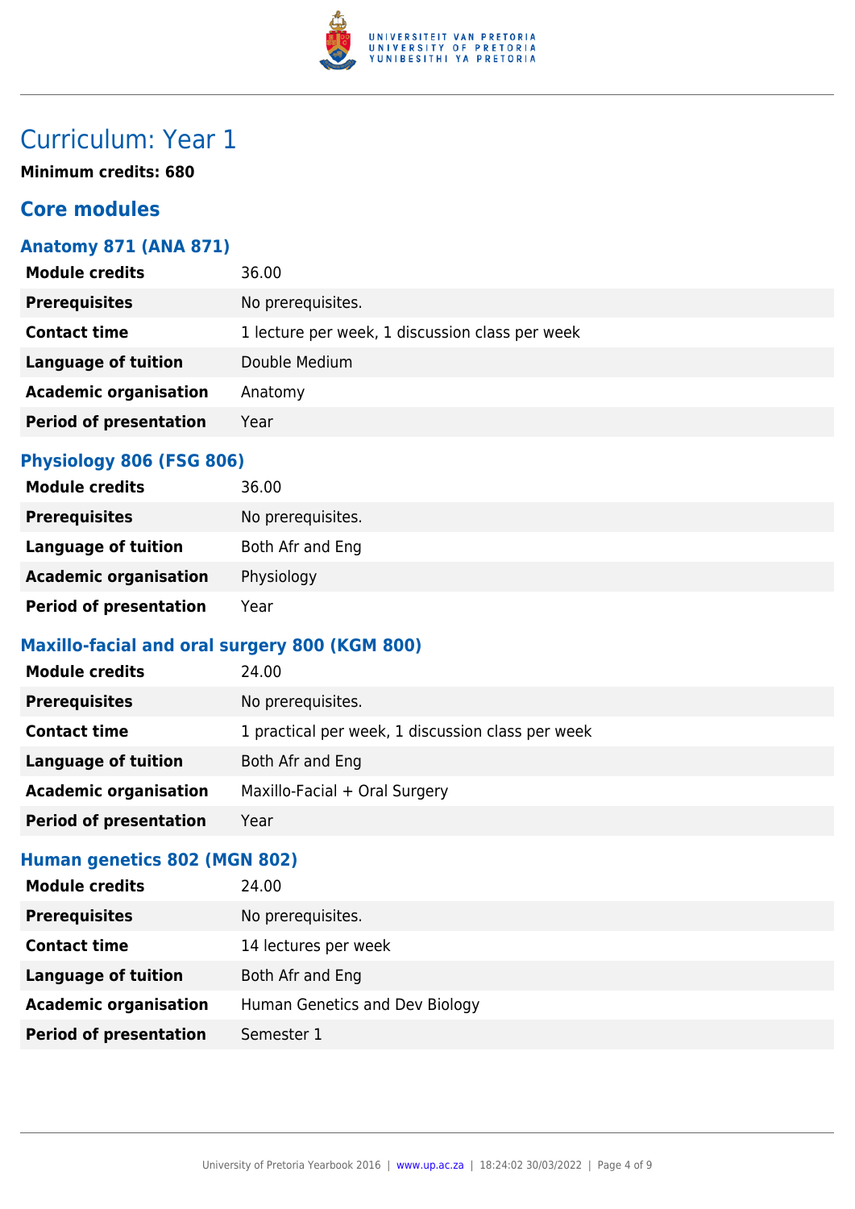# Curriculum: Year 1

**Minimum credits: 680**

## Core modules

### Anatomy 871 (ANA 871)

| | |
|---|---|
| **Module credits** | 36.00 |
| **Prerequisites** | No prerequisites. |
| **Contact time** | 1 lecture per week, 1 discussion class per week |
| **Language of tuition** | Double Medium |
| **Academic organisation** | Anatomy |
| **Period of presentation** | Year |

### Physiology 806 (FSG 806)

| | |
|---|---|
| **Module credits** | 36.00 |
| **Prerequisites** | No prerequisites. |
| **Language of tuition** | Both Afr and Eng |
| **Academic organisation** | Physiology |
| **Period of presentation** | Year |

### Maxillo-facial and oral surgery 800 (KGM 800)

| | |
|---|---|
| **Module credits** | 24.00 |
| **Prerequisites** | No prerequisites. |
| **Contact time** | 1 practical per week, 1 discussion class per week |
| **Language of tuition** | Both Afr and Eng |
| **Academic organisation** | Maxillo-Facial + Oral Surgery |
| **Period of presentation** | Year |

### Human genetics 802 (MGN 802)

| | |
|---|---|
| **Module credits** | 24.00 |
| **Prerequisites** | No prerequisites. |
| **Contact time** | 14 lectures per week |
| **Language of tuition** | Both Afr and Eng |
| **Academic organisation** | Human Genetics and Dev Biology |
| **Period of presentation** | Semester 1 |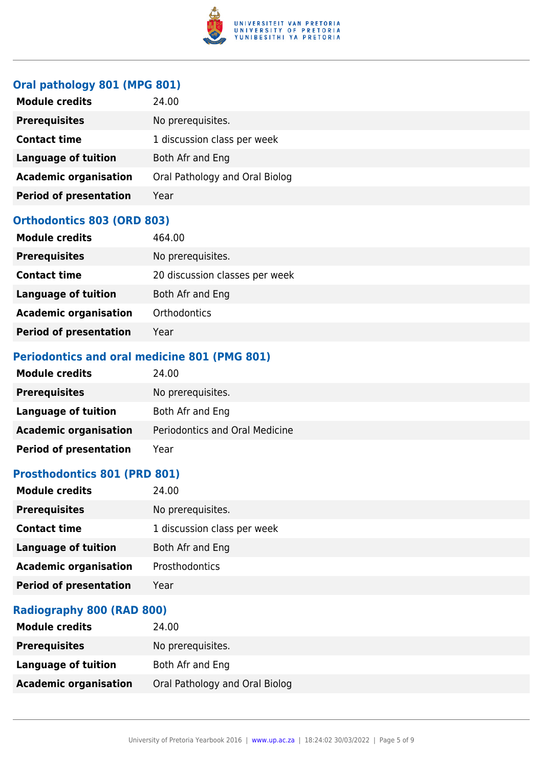### Oral pathology 801 (MPG 801)

| | |
|---|---|
| **Module credits** | 24.00 |
| **Prerequisites** | No prerequisites. |
| **Contact time** | 1 discussion class per week |
| **Language of tuition** | Both Afr and Eng |
| **Academic organisation** | Oral Pathology and Oral Biolog |
| **Period of presentation** | Year |

### Orthodontics 803 (ORD 803)

| | |
|---|---|
| **Module credits** | 464.00 |
| **Prerequisites** | No prerequisites. |
| **Contact time** | 20 discussion classes per week |
| **Language of tuition** | Both Afr and Eng |
| **Academic organisation** | Orthodontics |
| **Period of presentation** | Year |

### Periodontics and oral medicine 801 (PMG 801)

| | |
|---|---|
| **Module credits** | 24.00 |
| **Prerequisites** | No prerequisites. |
| **Language of tuition** | Both Afr and Eng |
| **Academic organisation** | Periodontics and Oral Medicine |
| **Period of presentation** | Year |

### Prosthodontics 801 (PRD 801)

| | |
|---|---|
| **Module credits** | 24.00 |
| **Prerequisites** | No prerequisites. |
| **Contact time** | 1 discussion class per week |
| **Language of tuition** | Both Afr and Eng |
| **Academic organisation** | Prosthodontics |
| **Period of presentation** | Year |

### Radiography 800 (RAD 800)

| | |
|---|---|
| **Module credits** | 24.00 |
| **Prerequisites** | No prerequisites. |
| **Language of tuition** | Both Afr and Eng |
| **Academic organisation** | Oral Pathology and Oral Biolog |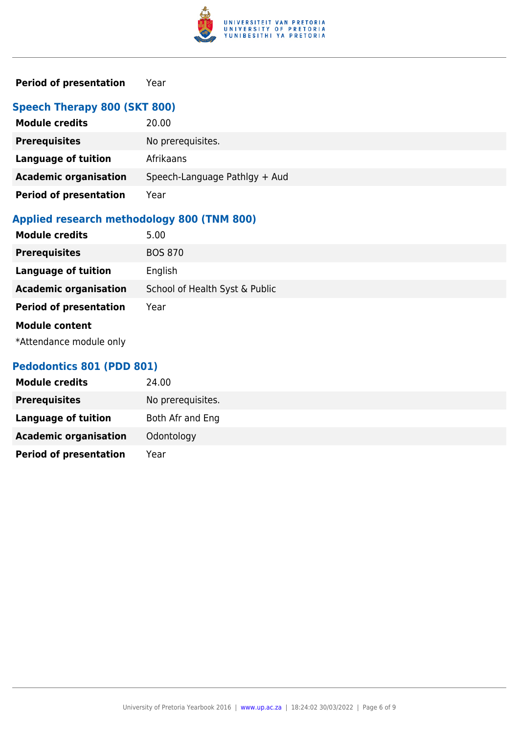| | |
|---|---|
| **Period of presentation** | Year |

## Speech Therapy 800 (SKT 800)

| | |
|---|---|
| **Module credits** | 20.00 |
| **Prerequisites** | No prerequisites. |
| **Language of tuition** | Afrikaans |
| **Academic organisation** | Speech-Language Pathlgy + Aud |
| **Period of presentation** | Year |

## Applied research methodology 800 (TNM 800)

| | |
|---|---|
| **Module credits** | 5.00 |
| **Prerequisites** | BOS 870 |
| **Language of tuition** | English |
| **Academic organisation** | School of Health Syst & Public |
| **Period of presentation** | Year |

**Module content**

*Attendance module only

## Pedodontics 801 (PDD 801)

| | |
|---|---|
| **Module credits** | 24.00 |
| **Prerequisites** | No prerequisites. |
| **Language of tuition** | Both Afr and Eng |
| **Academic organisation** | Odontology |
| **Period of presentation** | Year |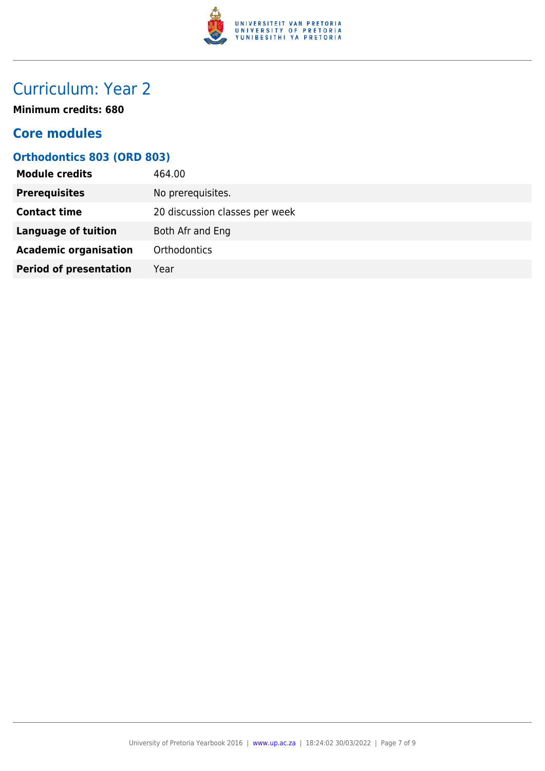# Curriculum: Year 2

**Minimum credits: 680**

## Core modules

### Orthodontics 803 (ORD 803)

| | |
|---|---|
| **Module credits** | 464.00 |
| **Prerequisites** | No prerequisites. |
| **Contact time** | 20 discussion classes per week |
| **Language of tuition** | Both Afr and Eng |
| **Academic organisation** | Orthodontics |
| **Period of presentation** | Year |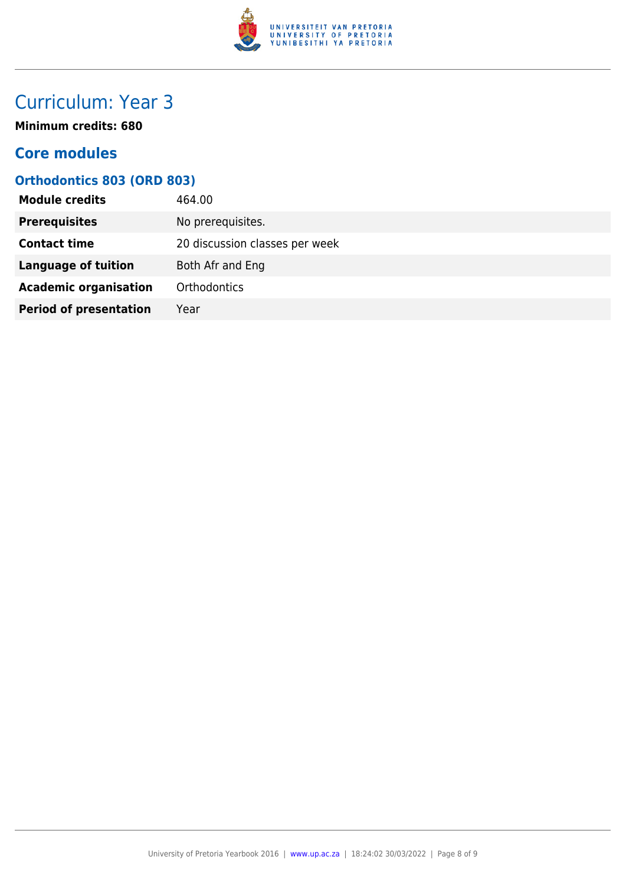# Curriculum: Year 3

**Minimum credits: 680**

## Core modules

### Orthodontics 803 (ORD 803)

| | |
|---|---|
| **Module credits** | 464.00 |
| **Prerequisites** | No prerequisites. |
| **Contact time** | 20 discussion classes per week |
| **Language of tuition** | Both Afr and Eng |
| **Academic organisation** | Orthodontics |
| **Period of presentation** | Year |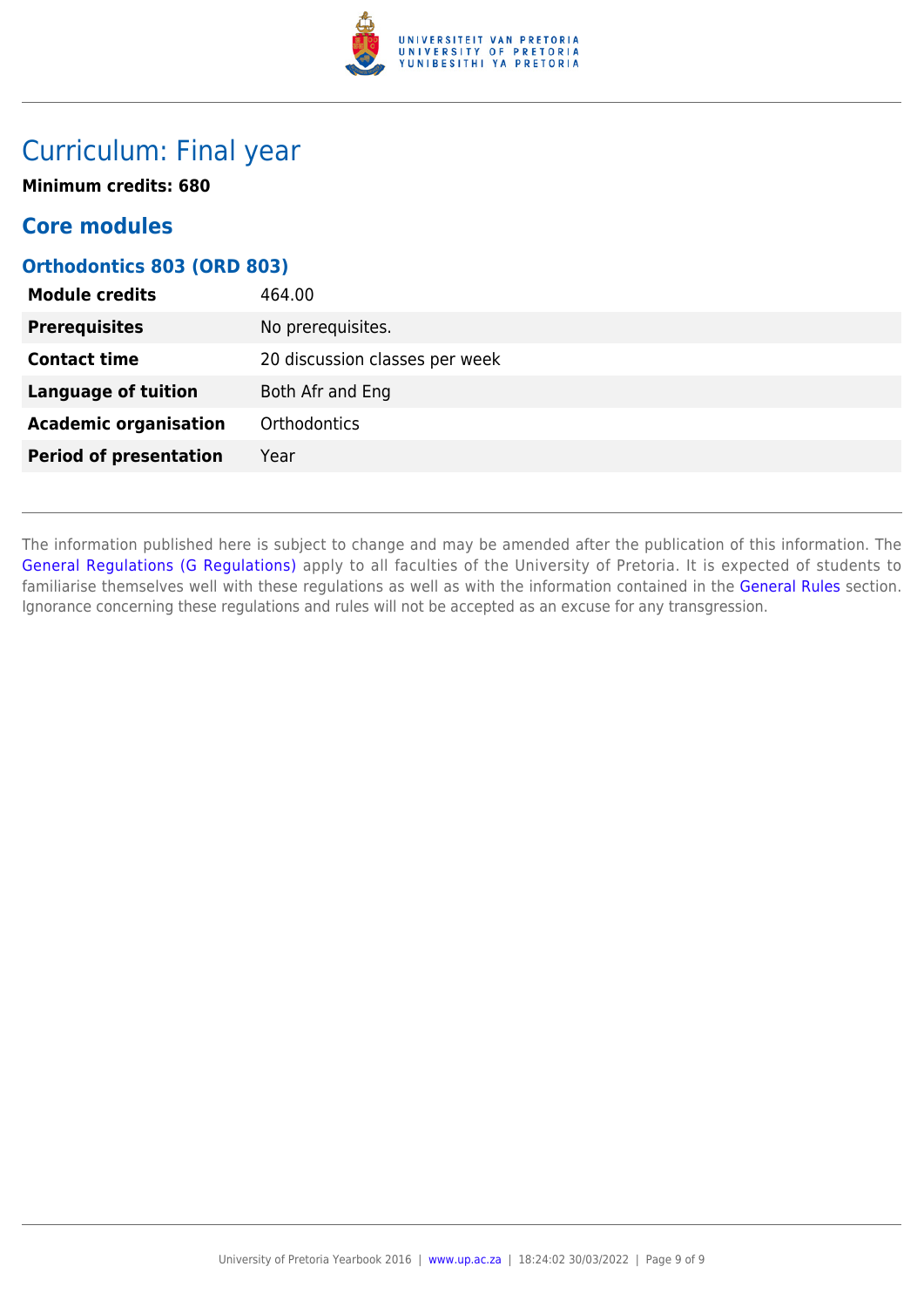# Curriculum: Final year

**Minimum credits: 680**

## Core modules

### Orthodontics 803 (ORD 803)

| | |
|---|---|
| **Module credits** | 464.00 |
| **Prerequisites** | No prerequisites. |
| **Contact time** | 20 discussion classes per week |
| **Language of tuition** | Both Afr and Eng |
| **Academic organisation** | Orthodontics |
| **Period of presentation** | Year |

The information published here is subject to change and may be amended after the publication of this information. The General Regulations (G Regulations) apply to all faculties of the University of Pretoria. It is expected of students to familiarise themselves well with these regulations as well as with the information contained in the General Rules section. Ignorance concerning these regulations and rules will not be accepted as an excuse for any transgression.